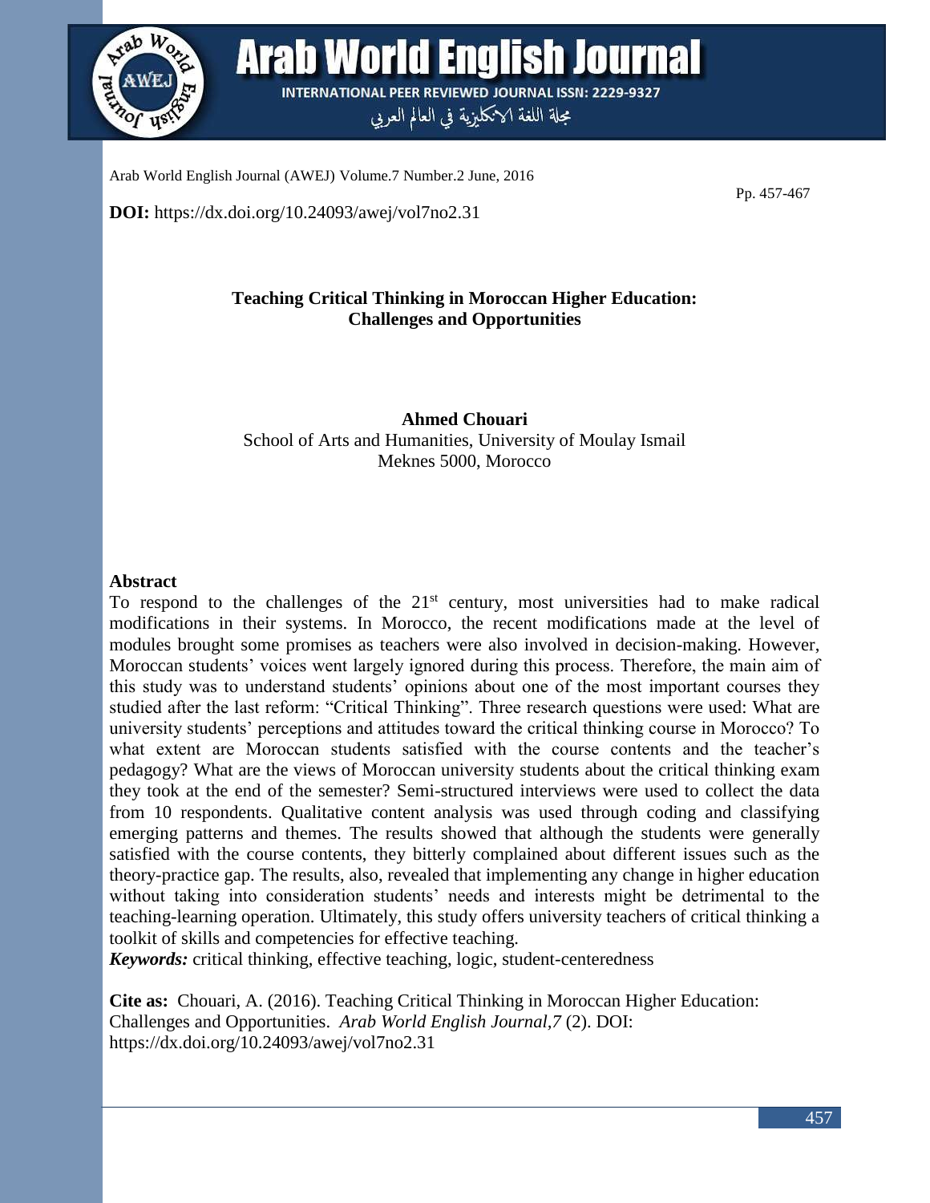DOI: https://dx.doi.org/10.24093/awej/vol7no2.31

# Teaching Critical Thinking in Moroccan Higher Education: Challenges and Opportunities

**Ahmed Chouari**
School of Arts and Humanities, University of Moulay Ismail
Meknes 5000, Morocco

## Abstract

To respond to the challenges of the 21st century, most universities had to make radical modifications in their systems. In Morocco, the recent modifications made at the level of modules brought some promises as teachers were also involved in decision-making. However, Moroccan students' voices went largely ignored during this process. Therefore, the main aim of this study was to understand students' opinions about one of the most important courses they studied after the last reform: "Critical Thinking". Three research questions were used: What are university students' perceptions and attitudes toward the critical thinking course in Morocco? To what extent are Moroccan students satisfied with the course contents and the teacher's pedagogy? What are the views of Moroccan university students about the critical thinking exam they took at the end of the semester? Semi-structured interviews were used to collect the data from 10 respondents. Qualitative content analysis was used through coding and classifying emerging patterns and themes. The results showed that although the students were generally satisfied with the course contents, they bitterly complained about different issues such as the theory-practice gap. The results, also, revealed that implementing any change in higher education without taking into consideration students' needs and interests might be detrimental to the teaching-learning operation. Ultimately, this study offers university teachers of critical thinking a toolkit of skills and competencies for effective teaching.

***Keywords:*** critical thinking, effective teaching, logic, student-centeredness

**Cite as:** Chouari, A. (2016). Teaching Critical Thinking in Moroccan Higher Education: Challenges and Opportunities. *Arab World English Journal,7* (2). DOI: https://dx.doi.org/10.24093/awej/vol7no2.31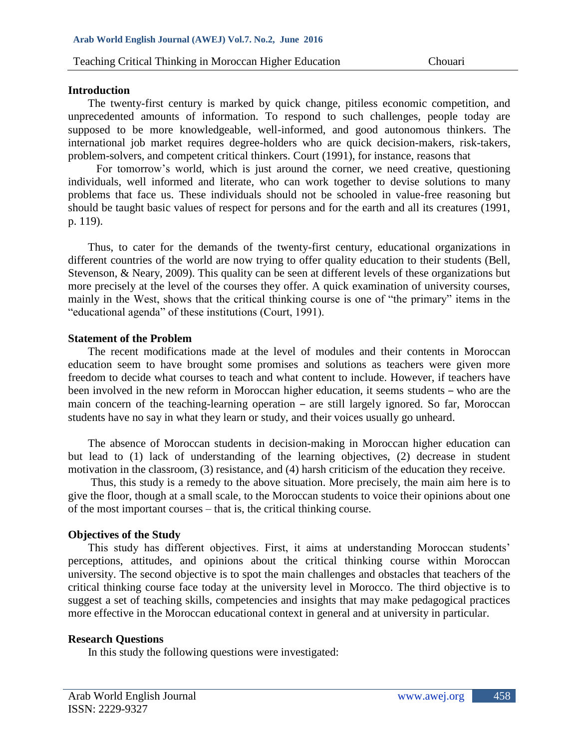## Introduction

The twenty-first century is marked by quick change, pitiless economic competition, and unprecedented amounts of information. To respond to such challenges, people today are supposed to be more knowledgeable, well-informed, and good autonomous thinkers. The international job market requires degree-holders who are quick decision-makers, risk-takers, problem-solvers, and competent critical thinkers. Court (1991), for instance, reasons that

> For tomorrow's world, which is just around the corner, we need creative, questioning individuals, well informed and literate, who can work together to devise solutions to many problems that face us. These individuals should not be schooled in value-free reasoning but should be taught basic values of respect for persons and for the earth and all its creatures (1991, p. 119).

Thus, to cater for the demands of the twenty-first century, educational organizations in different countries of the world are now trying to offer quality education to their students (Bell, Stevenson, & Neary, 2009). This quality can be seen at different levels of these organizations but more precisely at the level of the courses they offer. A quick examination of university courses, mainly in the West, shows that the critical thinking course is one of "the primary" items in the "educational agenda" of these institutions (Court, 1991).

## Statement of the Problem

The recent modifications made at the level of modules and their contents in Moroccan education seem to have brought some promises and solutions as teachers were given more freedom to decide what courses to teach and what content to include. However, if teachers have been involved in the new reform in Moroccan higher education, it seems students – who are the main concern of the teaching-learning operation – are still largely ignored. So far, Moroccan students have no say in what they learn or study, and their voices usually go unheard.

The absence of Moroccan students in decision-making in Moroccan higher education can but lead to (1) lack of understanding of the learning objectives, (2) decrease in student motivation in the classroom, (3) resistance, and (4) harsh criticism of the education they receive.

Thus, this study is a remedy to the above situation. More precisely, the main aim here is to give the floor, though at a small scale, to the Moroccan students to voice their opinions about one of the most important courses – that is, the critical thinking course.

## Objectives of the Study

This study has different objectives. First, it aims at understanding Moroccan students' perceptions, attitudes, and opinions about the critical thinking course within Moroccan university. The second objective is to spot the main challenges and obstacles that teachers of the critical thinking course face today at the university level in Morocco. The third objective is to suggest a set of teaching skills, competencies and insights that may make pedagogical practices more effective in the Moroccan educational context in general and at university in particular.

## Research Questions

In this study the following questions were investigated: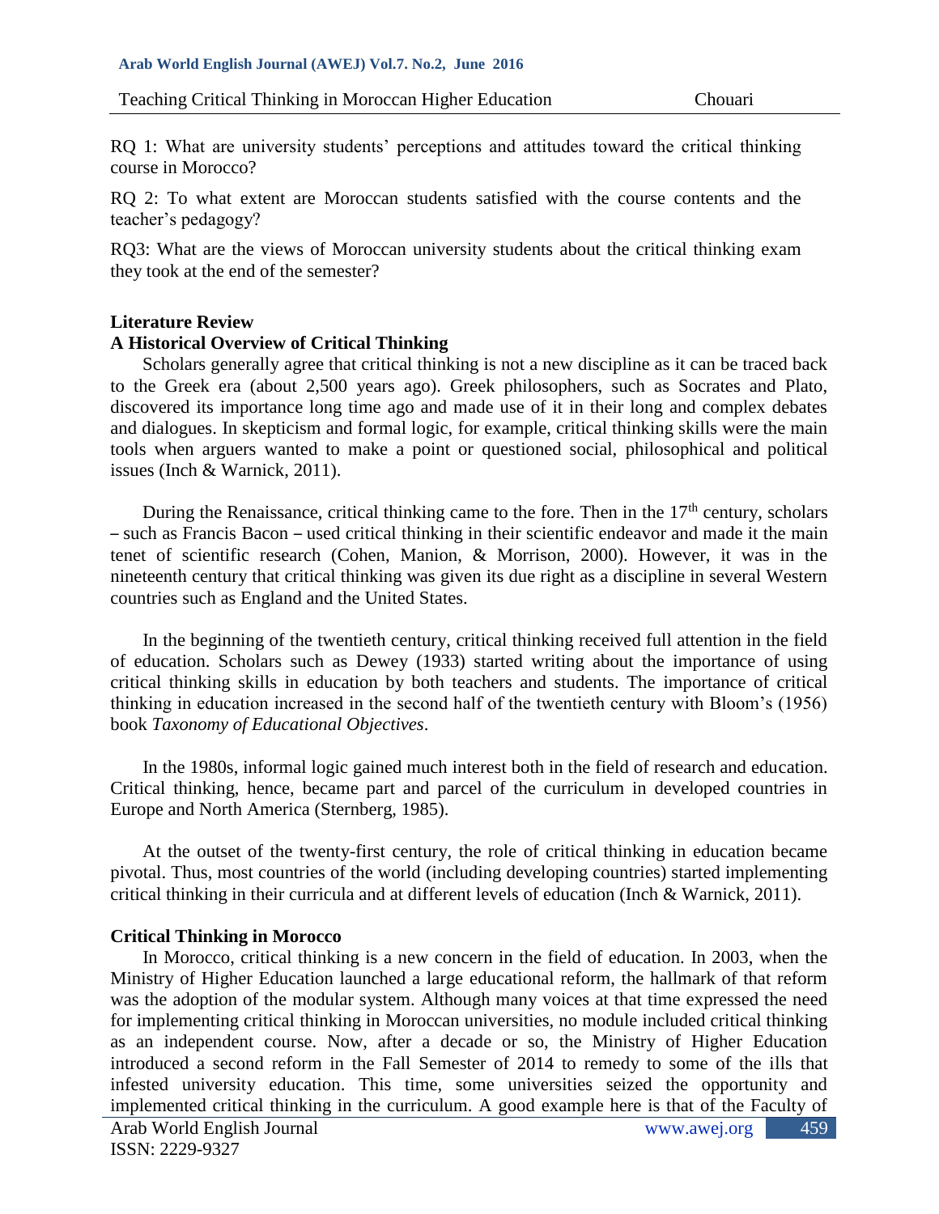RQ 1: What are university students' perceptions and attitudes toward the critical thinking course in Morocco?

RQ 2: To what extent are Moroccan students satisfied with the course contents and the teacher's pedagogy?

RQ3: What are the views of Moroccan university students about the critical thinking exam they took at the end of the semester?

## Literature Review

### A Historical Overview of Critical Thinking

Scholars generally agree that critical thinking is not a new discipline as it can be traced back to the Greek era (about 2,500 years ago). Greek philosophers, such as Socrates and Plato, discovered its importance long time ago and made use of it in their long and complex debates and dialogues. In skepticism and formal logic, for example, critical thinking skills were the main tools when arguers wanted to make a point or questioned social, philosophical and political issues (Inch & Warnick, 2011).

During the Renaissance, critical thinking came to the fore. Then in the 17th century, scholars – such as Francis Bacon – used critical thinking in their scientific endeavor and made it the main tenet of scientific research (Cohen, Manion, & Morrison, 2000). However, it was in the nineteenth century that critical thinking was given its due right as a discipline in several Western countries such as England and the United States.

In the beginning of the twentieth century, critical thinking received full attention in the field of education. Scholars such as Dewey (1933) started writing about the importance of using critical thinking skills in education by both teachers and students. The importance of critical thinking in education increased in the second half of the twentieth century with Bloom's (1956) book *Taxonomy of Educational Objectives*.

In the 1980s, informal logic gained much interest both in the field of research and education. Critical thinking, hence, became part and parcel of the curriculum in developed countries in Europe and North America (Sternberg, 1985).

At the outset of the twenty-first century, the role of critical thinking in education became pivotal. Thus, most countries of the world (including developing countries) started implementing critical thinking in their curricula and at different levels of education (Inch & Warnick, 2011).

### Critical Thinking in Morocco

In Morocco, critical thinking is a new concern in the field of education. In 2003, when the Ministry of Higher Education launched a large educational reform, the hallmark of that reform was the adoption of the modular system. Although many voices at that time expressed the need for implementing critical thinking in Moroccan universities, no module included critical thinking as an independent course. Now, after a decade or so, the Ministry of Higher Education introduced a second reform in the Fall Semester of 2014 to remedy to some of the ills that infested university education. This time, some universities seized the opportunity and implemented critical thinking in the curriculum. A good example here is that of the Faculty of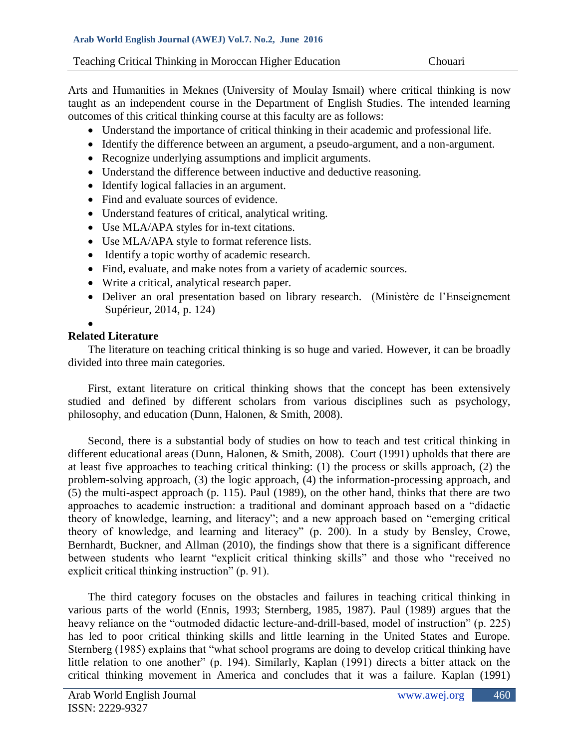Arts and Humanities in Meknes (University of Moulay Ismail) where critical thinking is now taught as an independent course in the Department of English Studies. The intended learning outcomes of this critical thinking course at this faculty are as follows:

- Understand the importance of critical thinking in their academic and professional life.
- Identify the difference between an argument, a pseudo-argument, and a non-argument.
- Recognize underlying assumptions and implicit arguments.
- Understand the difference between inductive and deductive reasoning.
- Identify logical fallacies in an argument.
- Find and evaluate sources of evidence.
- Understand features of critical, analytical writing.
- Use MLA/APA styles for in-text citations.
- Use MLA/APA style to format reference lists.
- Identify a topic worthy of academic research.
- Find, evaluate, and make notes from a variety of academic sources.
- Write a critical, analytical research paper.
- Deliver an oral presentation based on library research. (Ministère de l'Enseignement Supérieur, 2014, p. 124)

## Related Literature

The literature on teaching critical thinking is so huge and varied. However, it can be broadly divided into three main categories.

First, extant literature on critical thinking shows that the concept has been extensively studied and defined by different scholars from various disciplines such as psychology, philosophy, and education (Dunn, Halonen, & Smith, 2008).

Second, there is a substantial body of studies on how to teach and test critical thinking in different educational areas (Dunn, Halonen, & Smith, 2008). Court (1991) upholds that there are at least five approaches to teaching critical thinking: (1) the process or skills approach, (2) the problem-solving approach, (3) the logic approach, (4) the information-processing approach, and (5) the multi-aspect approach (p. 115). Paul (1989), on the other hand, thinks that there are two approaches to academic instruction: a traditional and dominant approach based on a "didactic theory of knowledge, learning, and literacy"; and a new approach based on "emerging critical theory of knowledge, and learning and literacy" (p. 200). In a study by Bensley, Crowe, Bernhardt, Buckner, and Allman (2010), the findings show that there is a significant difference between students who learnt "explicit critical thinking skills" and those who "received no explicit critical thinking instruction" (p. 91).

The third category focuses on the obstacles and failures in teaching critical thinking in various parts of the world (Ennis, 1993; Sternberg, 1985, 1987). Paul (1989) argues that the heavy reliance on the "outmoded didactic lecture-and-drill-based, model of instruction" (p. 225) has led to poor critical thinking skills and little learning in the United States and Europe. Sternberg (1985) explains that "what school programs are doing to develop critical thinking have little relation to one another" (p. 194). Similarly, Kaplan (1991) directs a bitter attack on the critical thinking movement in America and concludes that it was a failure. Kaplan (1991)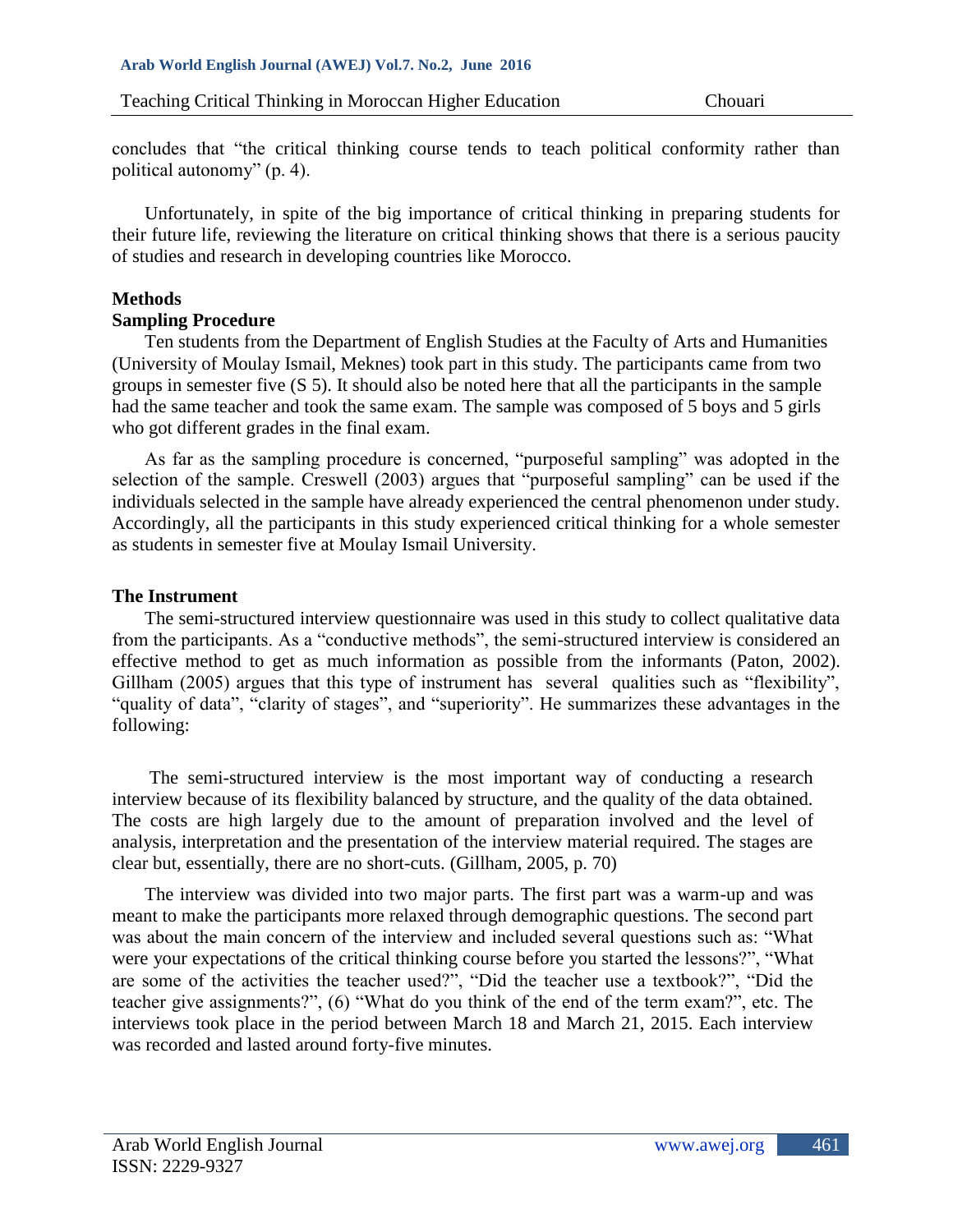concludes that "the critical thinking course tends to teach political conformity rather than political autonomy" (p. 4).

Unfortunately, in spite of the big importance of critical thinking in preparing students for their future life, reviewing the literature on critical thinking shows that there is a serious paucity of studies and research in developing countries like Morocco.

## Methods

### Sampling Procedure

Ten students from the Department of English Studies at the Faculty of Arts and Humanities (University of Moulay Ismail, Meknes) took part in this study. The participants came from two groups in semester five (S 5). It should also be noted here that all the participants in the sample had the same teacher and took the same exam. The sample was composed of 5 boys and 5 girls who got different grades in the final exam.

As far as the sampling procedure is concerned, "purposeful sampling" was adopted in the selection of the sample. Creswell (2003) argues that "purposeful sampling" can be used if the individuals selected in the sample have already experienced the central phenomenon under study. Accordingly, all the participants in this study experienced critical thinking for a whole semester as students in semester five at Moulay Ismail University.

### The Instrument

The semi-structured interview questionnaire was used in this study to collect qualitative data from the participants. As a "conductive methods", the semi-structured interview is considered an effective method to get as much information as possible from the informants (Paton, 2002). Gillham (2005) argues that this type of instrument has several qualities such as "flexibility", "quality of data", "clarity of stages", and "superiority". He summarizes these advantages in the following:

> The semi-structured interview is the most important way of conducting a research interview because of its flexibility balanced by structure, and the quality of the data obtained. The costs are high largely due to the amount of preparation involved and the level of analysis, interpretation and the presentation of the interview material required. The stages are clear but, essentially, there are no short-cuts. (Gillham, 2005, p. 70)

The interview was divided into two major parts. The first part was a warm-up and was meant to make the participants more relaxed through demographic questions. The second part was about the main concern of the interview and included several questions such as: "What were your expectations of the critical thinking course before you started the lessons?", "What are some of the activities the teacher used?", "Did the teacher use a textbook?", "Did the teacher give assignments?", (6) "What do you think of the end of the term exam?", etc. The interviews took place in the period between March 18 and March 21, 2015. Each interview was recorded and lasted around forty-five minutes.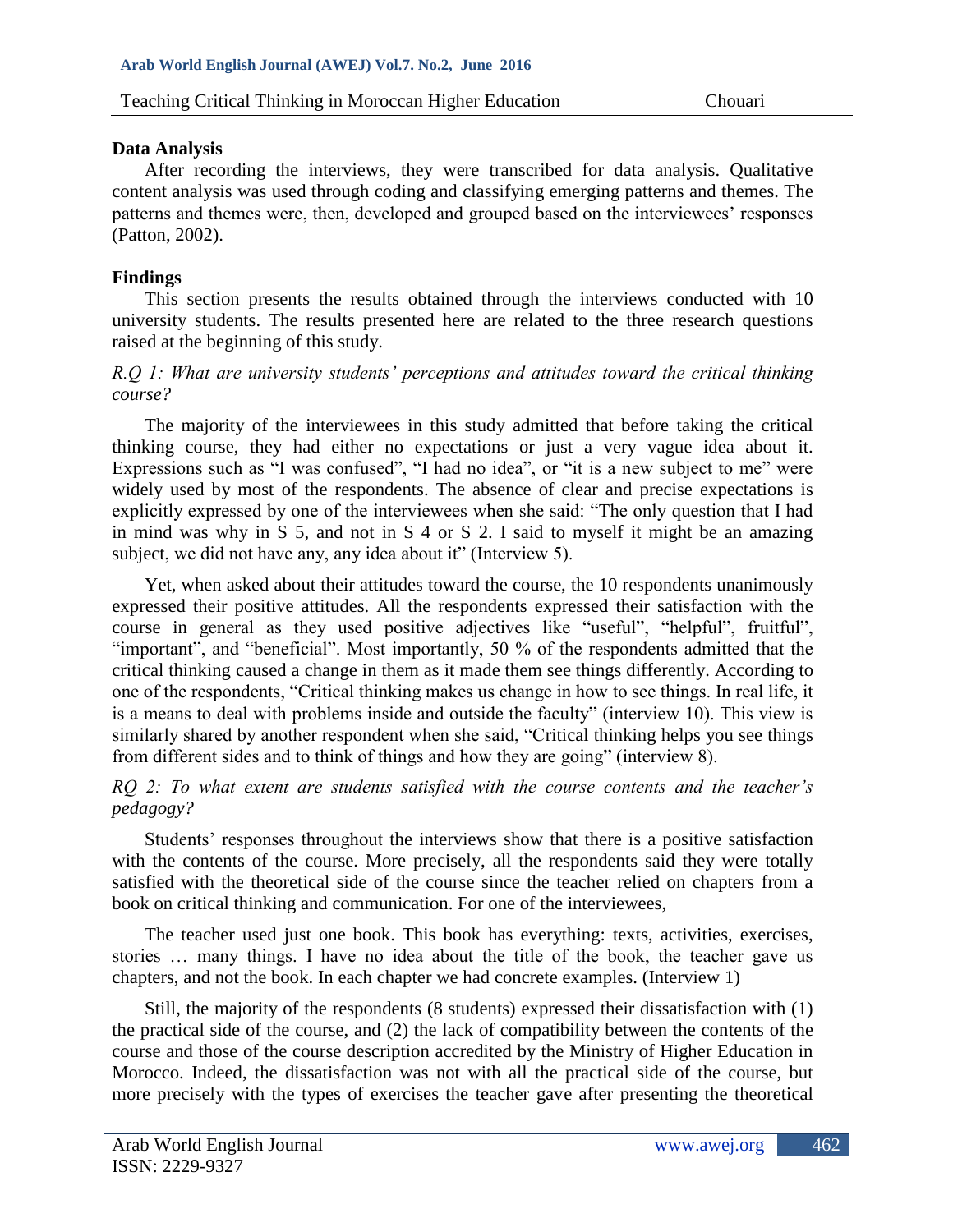### Data Analysis

After recording the interviews, they were transcribed for data analysis. Qualitative content analysis was used through coding and classifying emerging patterns and themes. The patterns and themes were, then, developed and grouped based on the interviewees' responses (Patton, 2002).

### Findings

This section presents the results obtained through the interviews conducted with 10 university students. The results presented here are related to the three research questions raised at the beginning of this study.

*R.Q 1: What are university students' perceptions and attitudes toward the critical thinking course?*

The majority of the interviewees in this study admitted that before taking the critical thinking course, they had either no expectations or just a very vague idea about it. Expressions such as "I was confused", "I had no idea", or "it is a new subject to me" were widely used by most of the respondents. The absence of clear and precise expectations is explicitly expressed by one of the interviewees when she said: "The only question that I had in mind was why in S 5, and not in S 4 or S 2. I said to myself it might be an amazing subject, we did not have any, any idea about it" (Interview 5).

Yet, when asked about their attitudes toward the course, the 10 respondents unanimously expressed their positive attitudes. All the respondents expressed their satisfaction with the course in general as they used positive adjectives like "useful", "helpful", fruitful", "important", and "beneficial". Most importantly, 50 % of the respondents admitted that the critical thinking caused a change in them as it made them see things differently. According to one of the respondents, "Critical thinking makes us change in how to see things. In real life, it is a means to deal with problems inside and outside the faculty" (interview 10). This view is similarly shared by another respondent when she said, "Critical thinking helps you see things from different sides and to think of things and how they are going" (interview 8).

*RQ 2: To what extent are students satisfied with the course contents and the teacher's pedagogy?*

Students' responses throughout the interviews show that there is a positive satisfaction with the contents of the course. More precisely, all the respondents said they were totally satisfied with the theoretical side of the course since the teacher relied on chapters from a book on critical thinking and communication. For one of the interviewees,

The teacher used just one book. This book has everything: texts, activities, exercises, stories … many things. I have no idea about the title of the book, the teacher gave us chapters, and not the book. In each chapter we had concrete examples. (Interview 1)

Still, the majority of the respondents (8 students) expressed their dissatisfaction with (1) the practical side of the course, and (2) the lack of compatibility between the contents of the course and those of the course description accredited by the Ministry of Higher Education in Morocco. Indeed, the dissatisfaction was not with all the practical side of the course, but more precisely with the types of exercises the teacher gave after presenting the theoretical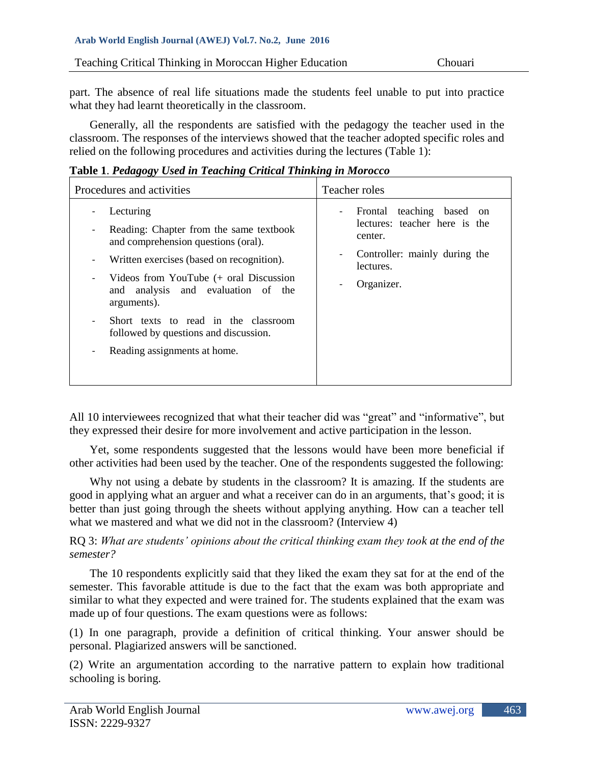part. The absence of real life situations made the students feel unable to put into practice what they had learnt theoretically in the classroom.

Generally, all the respondents are satisfied with the pedagogy the teacher used in the classroom. The responses of the interviews showed that the teacher adopted specific roles and relied on the following procedures and activities during the lectures (Table 1):

**Table 1**. ***Pedagogy Used in Teaching Critical Thinking in Morocco***

| Procedures and activities | Teacher roles |
|---|---|
| - Lecturing<br>- Reading: Chapter from the same textbook and comprehension questions (oral).<br>- Written exercises (based on recognition).<br>- Videos from YouTube (+ oral Discussion and analysis and evaluation of the arguments).<br>- Short texts to read in the classroom followed by questions and discussion.<br>- Reading assignments at home. | - Frontal teaching based on lectures: teacher here is the center.<br>- Controller: mainly during the lectures.<br>- Organizer. |

All 10 interviewees recognized that what their teacher did was "great" and "informative", but they expressed their desire for more involvement and active participation in the lesson.

Yet, some respondents suggested that the lessons would have been more beneficial if other activities had been used by the teacher. One of the respondents suggested the following:

Why not using a debate by students in the classroom? It is amazing. If the students are good in applying what an arguer and what a receiver can do in an arguments, that's good; it is better than just going through the sheets without applying anything. How can a teacher tell what we mastered and what we did not in the classroom? (Interview 4)

RQ 3: *What are students' opinions about the critical thinking exam they took at the end of the semester?*

The 10 respondents explicitly said that they liked the exam they sat for at the end of the semester. This favorable attitude is due to the fact that the exam was both appropriate and similar to what they expected and were trained for. The students explained that the exam was made up of four questions. The exam questions were as follows:

(1) In one paragraph, provide a definition of critical thinking. Your answer should be personal. Plagiarized answers will be sanctioned.

(2) Write an argumentation according to the narrative pattern to explain how traditional schooling is boring.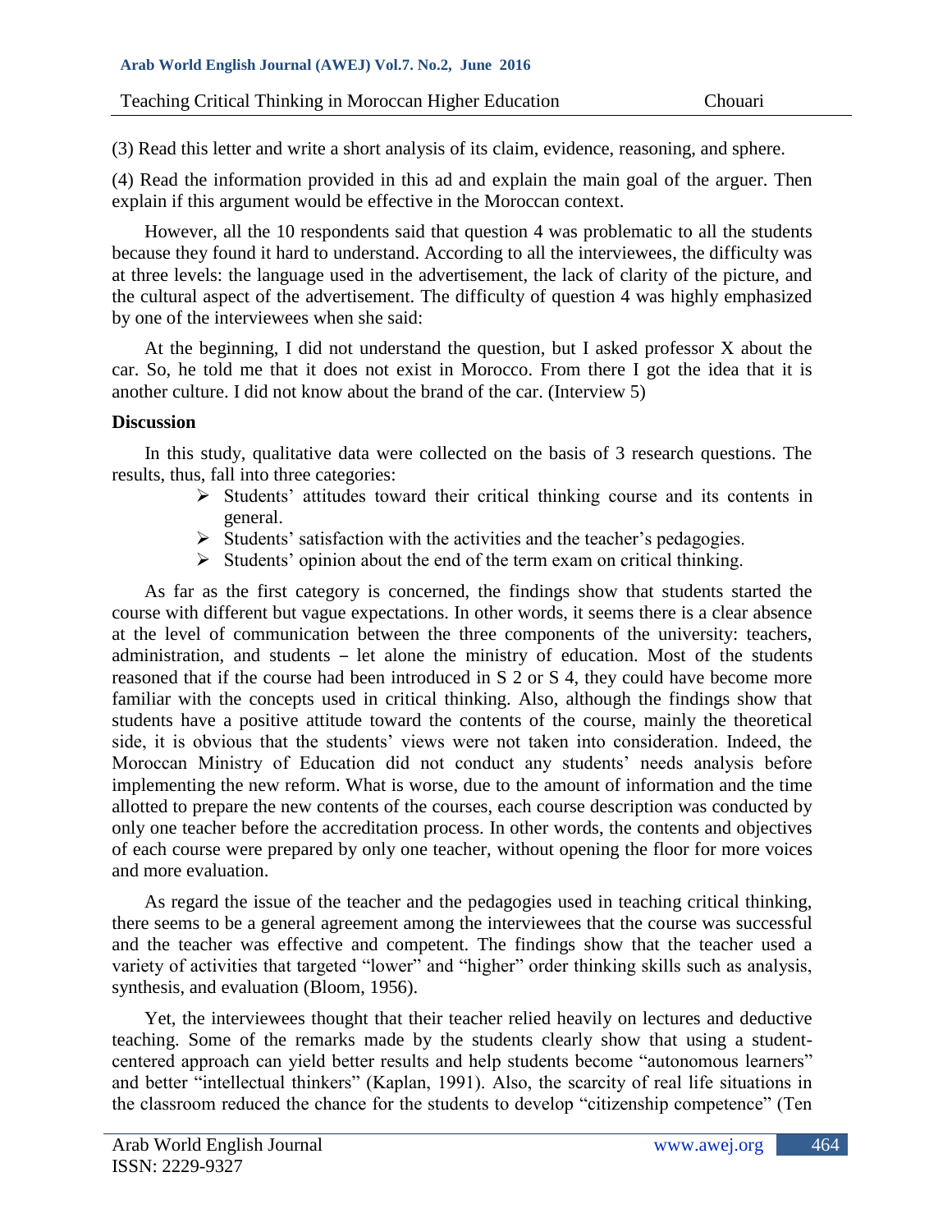(3) Read this letter and write a short analysis of its claim, evidence, reasoning, and sphere.

(4) Read the information provided in this ad and explain the main goal of the arguer. Then explain if this argument would be effective in the Moroccan context.

However, all the 10 respondents said that question 4 was problematic to all the students because they found it hard to understand. According to all the interviewees, the difficulty was at three levels: the language used in the advertisement, the lack of clarity of the picture, and the cultural aspect of the advertisement. The difficulty of question 4 was highly emphasized by one of the interviewees when she said:

At the beginning, I did not understand the question, but I asked professor X about the car. So, he told me that it does not exist in Morocco. From there I got the idea that it is another culture. I did not know about the brand of the car. (Interview 5)

### Discussion

In this study, qualitative data were collected on the basis of 3 research questions. The results, thus, fall into three categories:

- Students' attitudes toward their critical thinking course and its contents in general.
- Students' satisfaction with the activities and the teacher's pedagogies.
- Students' opinion about the end of the term exam on critical thinking.

As far as the first category is concerned, the findings show that students started the course with different but vague expectations. In other words, it seems there is a clear absence at the level of communication between the three components of the university: teachers, administration, and students – let alone the ministry of education. Most of the students reasoned that if the course had been introduced in S 2 or S 4, they could have become more familiar with the concepts used in critical thinking. Also, although the findings show that students have a positive attitude toward the contents of the course, mainly the theoretical side, it is obvious that the students' views were not taken into consideration. Indeed, the Moroccan Ministry of Education did not conduct any students' needs analysis before implementing the new reform. What is worse, due to the amount of information and the time allotted to prepare the new contents of the courses, each course description was conducted by only one teacher before the accreditation process. In other words, the contents and objectives of each course were prepared by only one teacher, without opening the floor for more voices and more evaluation.

As regard the issue of the teacher and the pedagogies used in teaching critical thinking, there seems to be a general agreement among the interviewees that the course was successful and the teacher was effective and competent. The findings show that the teacher used a variety of activities that targeted "lower" and "higher" order thinking skills such as analysis, synthesis, and evaluation (Bloom, 1956).

Yet, the interviewees thought that their teacher relied heavily on lectures and deductive teaching. Some of the remarks made by the students clearly show that using a student-centered approach can yield better results and help students become "autonomous learners" and better "intellectual thinkers" (Kaplan, 1991). Also, the scarcity of real life situations in the classroom reduced the chance for the students to develop "citizenship competence" (Ten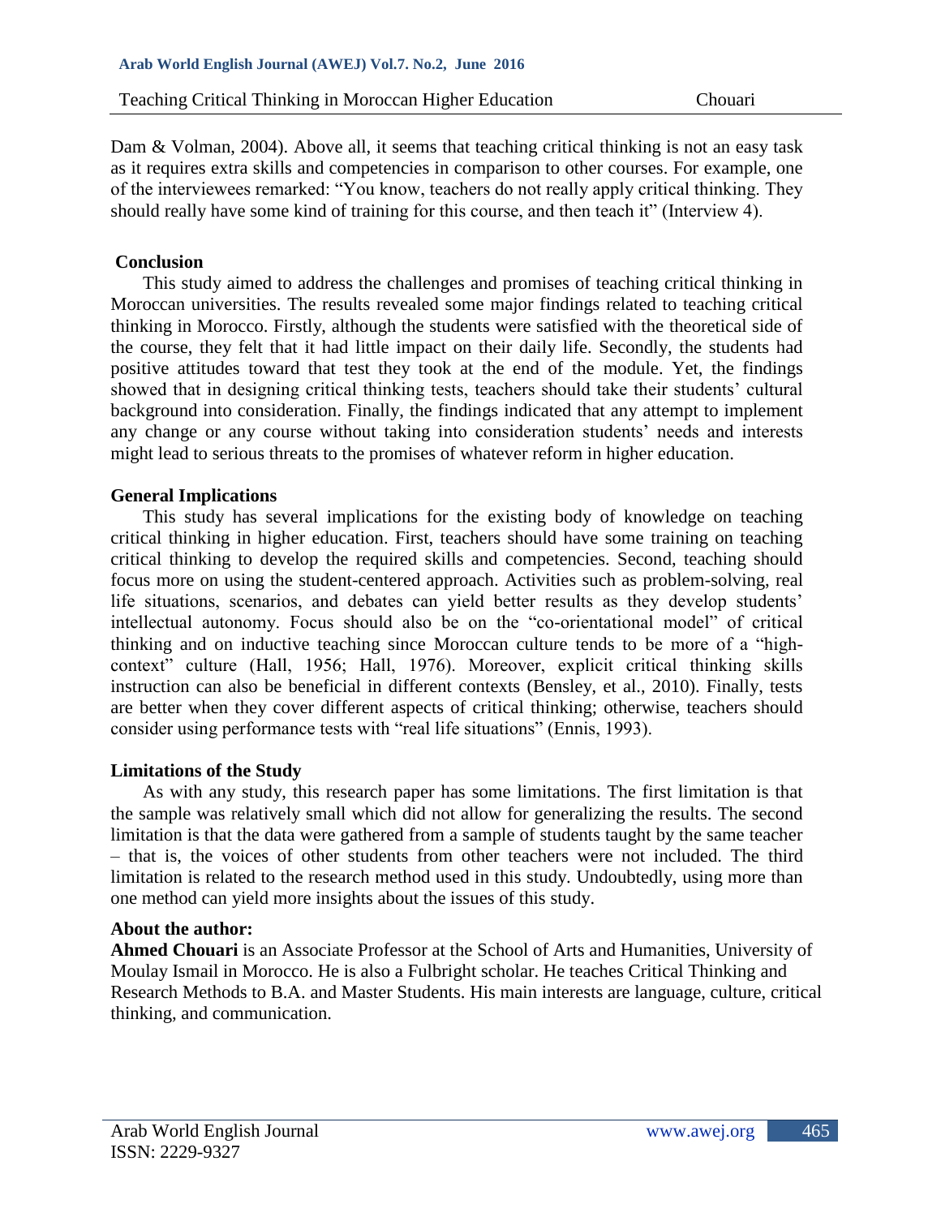Dam & Volman, 2004). Above all, it seems that teaching critical thinking is not an easy task as it requires extra skills and competencies in comparison to other courses. For example, one of the interviewees remarked: "You know, teachers do not really apply critical thinking. They should really have some kind of training for this course, and then teach it" (Interview 4).

## Conclusion

This study aimed to address the challenges and promises of teaching critical thinking in Moroccan universities. The results revealed some major findings related to teaching critical thinking in Morocco. Firstly, although the students were satisfied with the theoretical side of the course, they felt that it had little impact on their daily life. Secondly, the students had positive attitudes toward that test they took at the end of the module. Yet, the findings showed that in designing critical thinking tests, teachers should take their students' cultural background into consideration. Finally, the findings indicated that any attempt to implement any change or any course without taking into consideration students' needs and interests might lead to serious threats to the promises of whatever reform in higher education.

## General Implications

This study has several implications for the existing body of knowledge on teaching critical thinking in higher education. First, teachers should have some training on teaching critical thinking to develop the required skills and competencies. Second, teaching should focus more on using the student-centered approach. Activities such as problem-solving, real life situations, scenarios, and debates can yield better results as they develop students' intellectual autonomy. Focus should also be on the "co-orientational model" of critical thinking and on inductive teaching since Moroccan culture tends to be more of a "high-context" culture (Hall, 1956; Hall, 1976). Moreover, explicit critical thinking skills instruction can also be beneficial in different contexts (Bensley, et al., 2010). Finally, tests are better when they cover different aspects of critical thinking; otherwise, teachers should consider using performance tests with "real life situations" (Ennis, 1993).

## Limitations of the Study

As with any study, this research paper has some limitations. The first limitation is that the sample was relatively small which did not allow for generalizing the results. The second limitation is that the data were gathered from a sample of students taught by the same teacher – that is, the voices of other students from other teachers were not included. The third limitation is related to the research method used in this study. Undoubtedly, using more than one method can yield more insights about the issues of this study.

## About the author:

**Ahmed Chouari** is an Associate Professor at the School of Arts and Humanities, University of Moulay Ismail in Morocco. He is also a Fulbright scholar. He teaches Critical Thinking and Research Methods to B.A. and Master Students. His main interests are language, culture, critical thinking, and communication.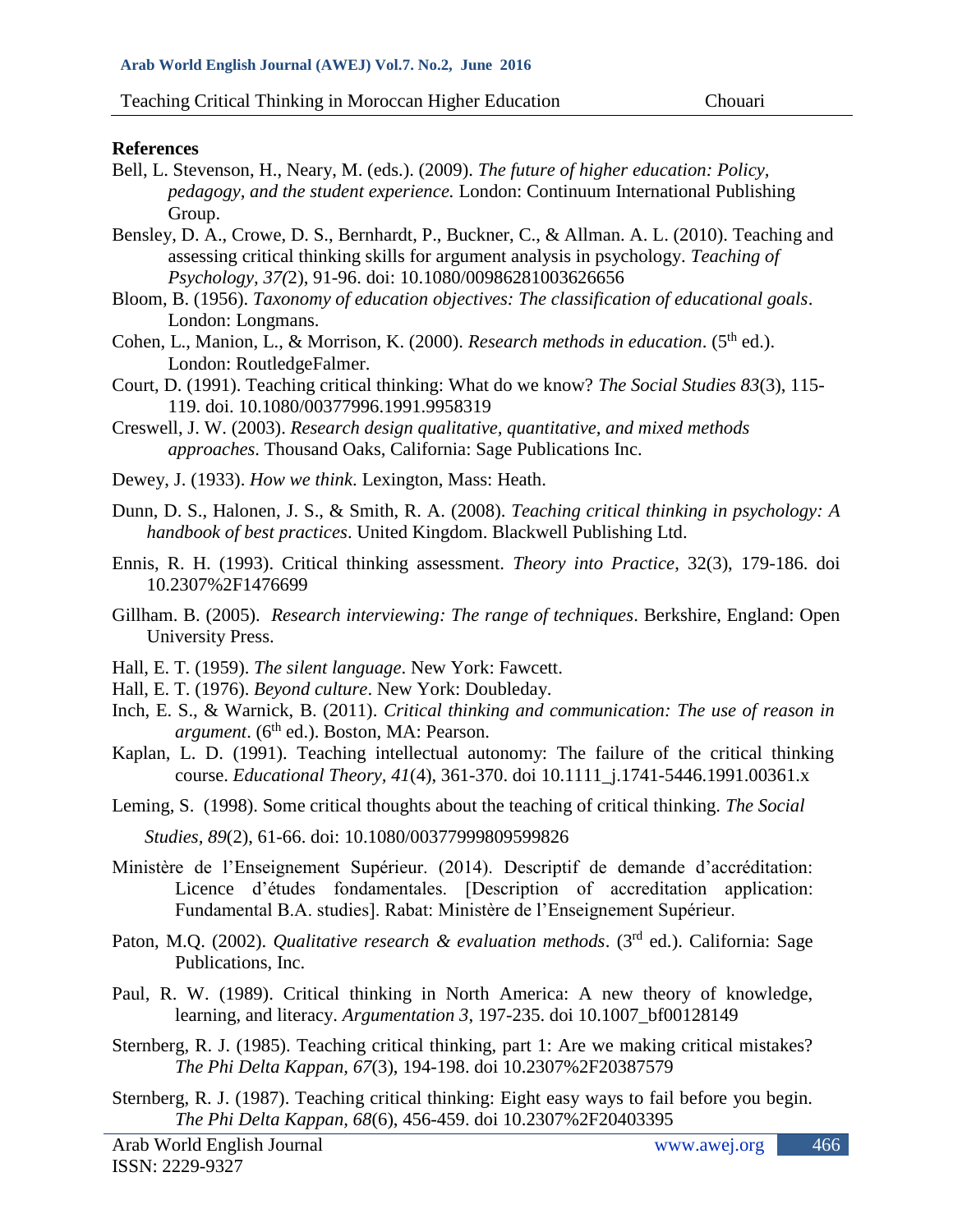**References**

Bell, L. Stevenson, H., Neary, M. (eds.). (2009). *The future of higher education: Policy, pedagogy, and the student experience.* London: Continuum International Publishing Group.

Bensley, D. A., Crowe, D. S., Bernhardt, P., Buckner, C., & Allman. A. L. (2010). Teaching and assessing critical thinking skills for argument analysis in psychology. *Teaching of Psychology, 37(*2), 91-96. doi: 10.1080/00986281003626656

Bloom, B. (1956). *Taxonomy of education objectives: The classification of educational goals*. London: Longmans.

Cohen, L., Manion, L., & Morrison, K. (2000). *Research methods in education*. (5th ed.). London: RoutledgeFalmer.

Court, D. (1991). Teaching critical thinking: What do we know? *The Social Studies 83*(3), 115-119. doi. 10.1080/00377996.1991.9958319

Creswell, J. W. (2003). *Research design qualitative, quantitative, and mixed methods approaches.* Thousand Oaks, California: Sage Publications Inc.

Dewey, J. (1933). *How we think*. Lexington, Mass: Heath.

Dunn, D. S., Halonen, J. S., & Smith, R. A. (2008). *Teaching critical thinking in psychology: A handbook of best practices*. United Kingdom. Blackwell Publishing Ltd.

Ennis, R. H. (1993). Critical thinking assessment. *Theory into Practice*, 32(3), 179-186. doi 10.2307%2F1476699

Gillham. B. (2005). *Research interviewing: The range of techniques*. Berkshire, England: Open University Press.

Hall, E. T. (1959). *The silent language*. New York: Fawcett.

Hall, E. T. (1976). *Beyond culture*. New York: Doubleday.

Inch, E. S., & Warnick, B. (2011). *Critical thinking and communication: The use of reason in argument*. (6th ed.). Boston, MA: Pearson.

Kaplan, L. D. (1991). Teaching intellectual autonomy: The failure of the critical thinking course. *Educational Theory, 41*(4), 361-370. doi 10.1111_j.1741-5446.1991.00361.x

Leming, S. (1998). Some critical thoughts about the teaching of critical thinking. *The Social Studies, 89*(2), 61-66. doi: 10.1080/00377999809599826

Ministère de l'Enseignement Supérieur. (2014). Descriptif de demande d'accréditation: Licence d'études fondamentales. [Description of accreditation application: Fundamental B.A. studies]. Rabat: Ministère de l'Enseignement Supérieur.

Paton, M.Q. (2002). *Qualitative research & evaluation methods*. (3rd ed.). California: Sage Publications, Inc.

Paul, R. W. (1989). Critical thinking in North America: A new theory of knowledge, learning, and literacy. *Argumentation 3*, 197-235. doi 10.1007_bf00128149

Sternberg, R. J. (1985). Teaching critical thinking, part 1: Are we making critical mistakes? *The Phi Delta Kappan, 67*(3), 194-198. doi 10.2307%2F20387579

Sternberg, R. J. (1987). Teaching critical thinking: Eight easy ways to fail before you begin. *The Phi Delta Kappan, 68*(6), 456-459. doi 10.2307%2F20403395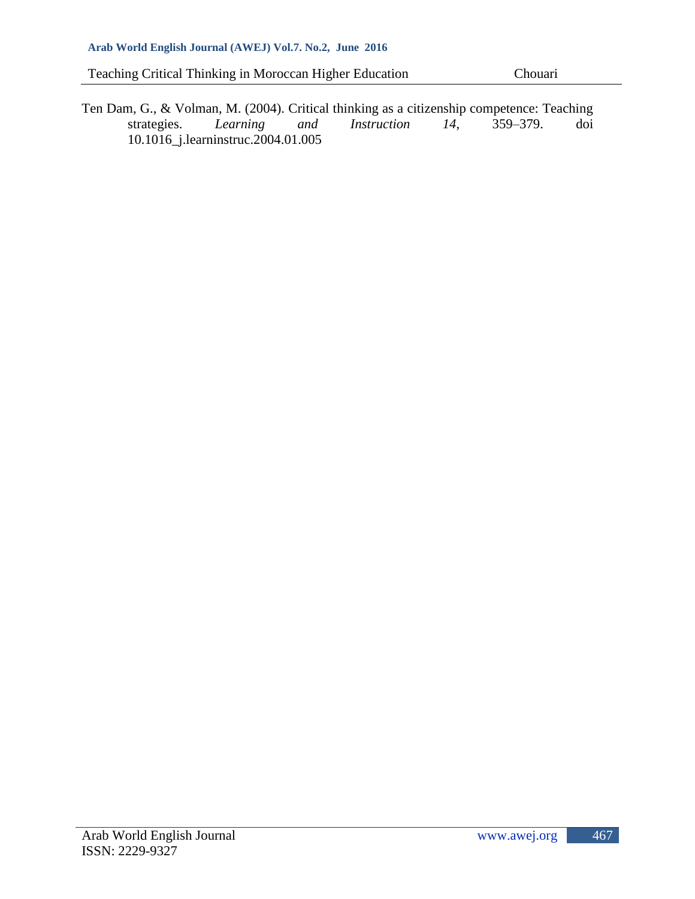Ten Dam, G., & Volman, M. (2004). Critical thinking as a citizenship competence: Teaching strategies. *Learning and Instruction 14*, 359–379. doi 10.1016_j.learninstruc.2004.01.005